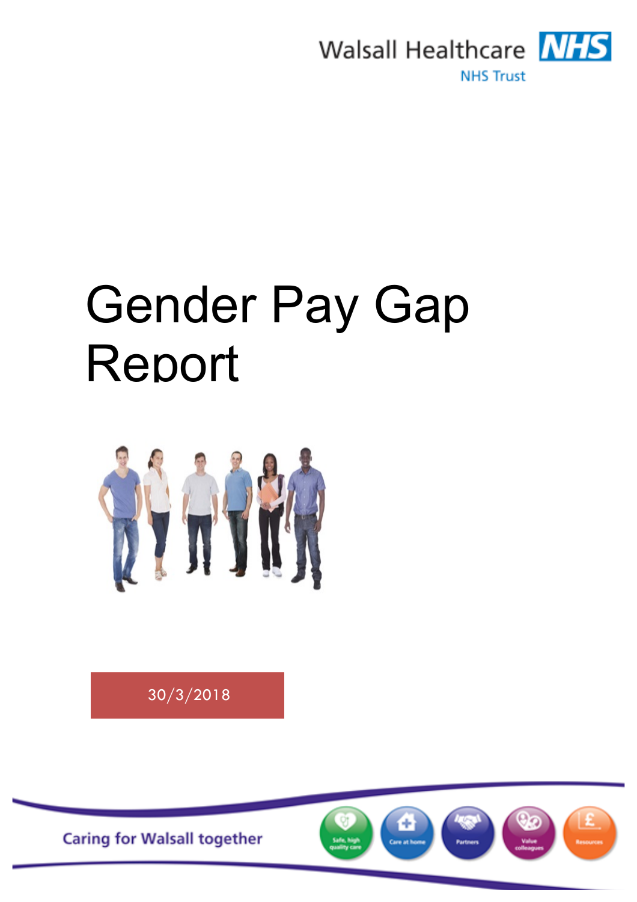Walsall Healthcare NHS Trust

# Gender Pay Gap Report

30/3/2018

Caring for Walsall together

Safe, high quality care | Care at home | Partners | Value colleagues | Resources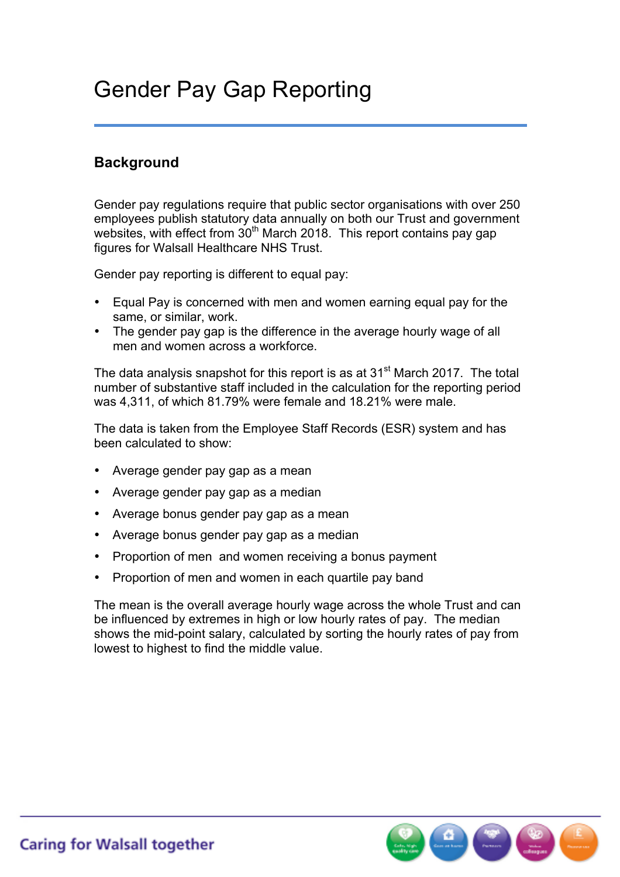# Gender Pay Gap Reporting

## Background

Gender pay regulations require that public sector organisations with over 250 employees publish statutory data annually on both our Trust and government websites, with effect from 30th March 2018. This report contains pay gap figures for Walsall Healthcare NHS Trust.

Gender pay reporting is different to equal pay:

- Equal Pay is concerned with men and women earning equal pay for the same, or similar, work.
- The gender pay gap is the difference in the average hourly wage of all men and women across a workforce.

The data analysis snapshot for this report is as at 31st March 2017. The total number of substantive staff included in the calculation for the reporting period was 4,311, of which 81.79% were female and 18.21% were male.

The data is taken from the Employee Staff Records (ESR) system and has been calculated to show:

- Average gender pay gap as a mean
- Average gender pay gap as a median
- Average bonus gender pay gap as a mean
- Average bonus gender pay gap as a median
- Proportion of men and women receiving a bonus payment
- Proportion of men and women in each quartile pay band

The mean is the overall average hourly wage across the whole Trust and can be influenced by extremes in high or low hourly rates of pay. The median shows the mid-point salary, calculated by sorting the hourly rates of pay from lowest to highest to find the middle value.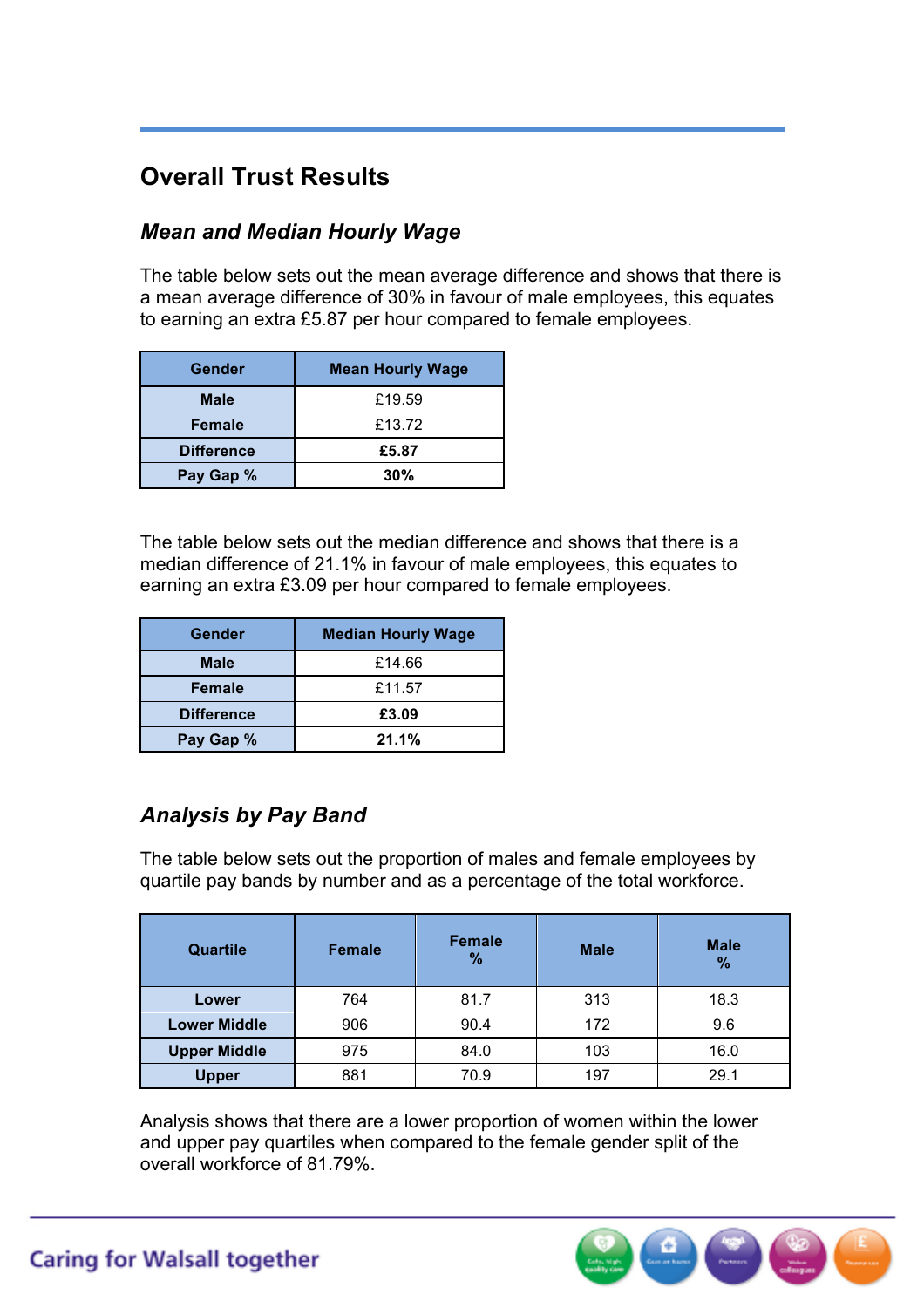## Overall Trust Results

### *Mean and Median Hourly Wage*

The table below sets out the mean average difference and shows that there is a mean average difference of 30% in favour of male employees, this equates to earning an extra £5.87 per hour compared to female employees.

| Gender | Mean Hourly Wage |
|---|---|
| **Male** | £19.59 |
| **Female** | £13.72 |
| **Difference** | **£5.87** |
| **Pay Gap %** | **30%** |

The table below sets out the median difference and shows that there is a median difference of 21.1% in favour of male employees, this equates to earning an extra £3.09 per hour compared to female employees.

| Gender | Median Hourly Wage |
|---|---|
| **Male** | £14.66 |
| **Female** | £11.57 |
| **Difference** | **£3.09** |
| **Pay Gap %** | **21.1%** |

### *Analysis by Pay Band*

The table below sets out the proportion of males and female employees by quartile pay bands by number and as a percentage of the total workforce.

| Quartile | Female | Female % | Male | Male % |
|---|---|---|---|---|
| **Lower** | 764 | 81.7 | 313 | 18.3 |
| **Lower Middle** | 906 | 90.4 | 172 | 9.6 |
| **Upper Middle** | 975 | 84.0 | 103 | 16.0 |
| **Upper** | 881 | 70.9 | 197 | 29.1 |

Analysis shows that there are a lower proportion of women within the lower and upper pay quartiles when compared to the female gender split of the overall workforce of 81.79%.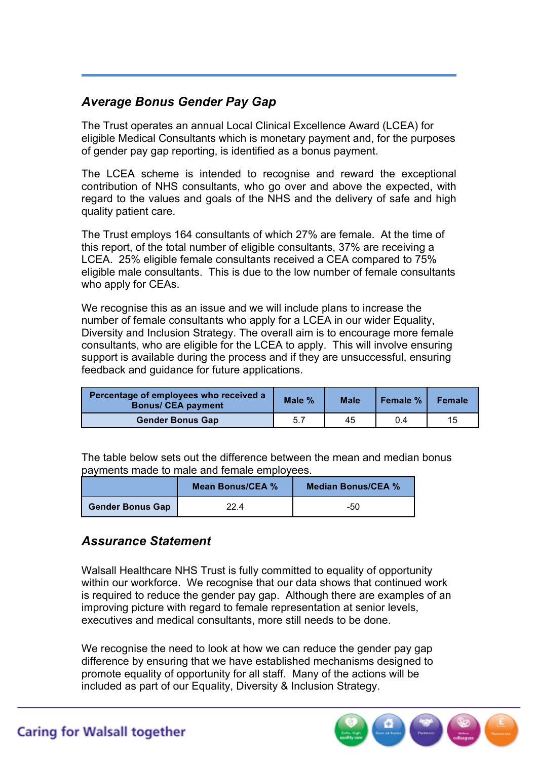## *Average Bonus Gender Pay Gap*

The Trust operates an annual Local Clinical Excellence Award (LCEA) for eligible Medical Consultants which is monetary payment and, for the purposes of gender pay gap reporting, is identified as a bonus payment.

The LCEA scheme is intended to recognise and reward the exceptional contribution of NHS consultants, who go over and above the expected, with regard to the values and goals of the NHS and the delivery of safe and high quality patient care.

The Trust employs 164 consultants of which 27% are female. At the time of this report, of the total number of eligible consultants, 37% are receiving a LCEA. 25% eligible female consultants received a CEA compared to 75% eligible male consultants. This is due to the low number of female consultants who apply for CEAs.

We recognise this as an issue and we will include plans to increase the number of female consultants who apply for a LCEA in our wider Equality, Diversity and Inclusion Strategy. The overall aim is to encourage more female consultants, who are eligible for the LCEA to apply. This will involve ensuring support is available during the process and if they are unsuccessful, ensuring feedback and guidance for future applications.

| Percentage of employees who received a Bonus/ CEA payment | Male % | Male | Female % | Female |
|---|---|---|---|---|
| Gender Bonus Gap | 5.7 | 45 | 0.4 | 15 |

The table below sets out the difference between the mean and median bonus payments made to male and female employees.

| | Mean Bonus/CEA % | Median Bonus/CEA % |
|---|---|---|
| Gender Bonus Gap | 22.4 | -50 |

## *Assurance Statement*

Walsall Healthcare NHS Trust is fully committed to equality of opportunity within our workforce. We recognise that our data shows that continued work is required to reduce the gender pay gap. Although there are examples of an improving picture with regard to female representation at senior levels, executives and medical consultants, more still needs to be done.

We recognise the need to look at how we can reduce the gender pay gap difference by ensuring that we have established mechanisms designed to promote equality of opportunity for all staff. Many of the actions will be included as part of our Equality, Diversity & Inclusion Strategy.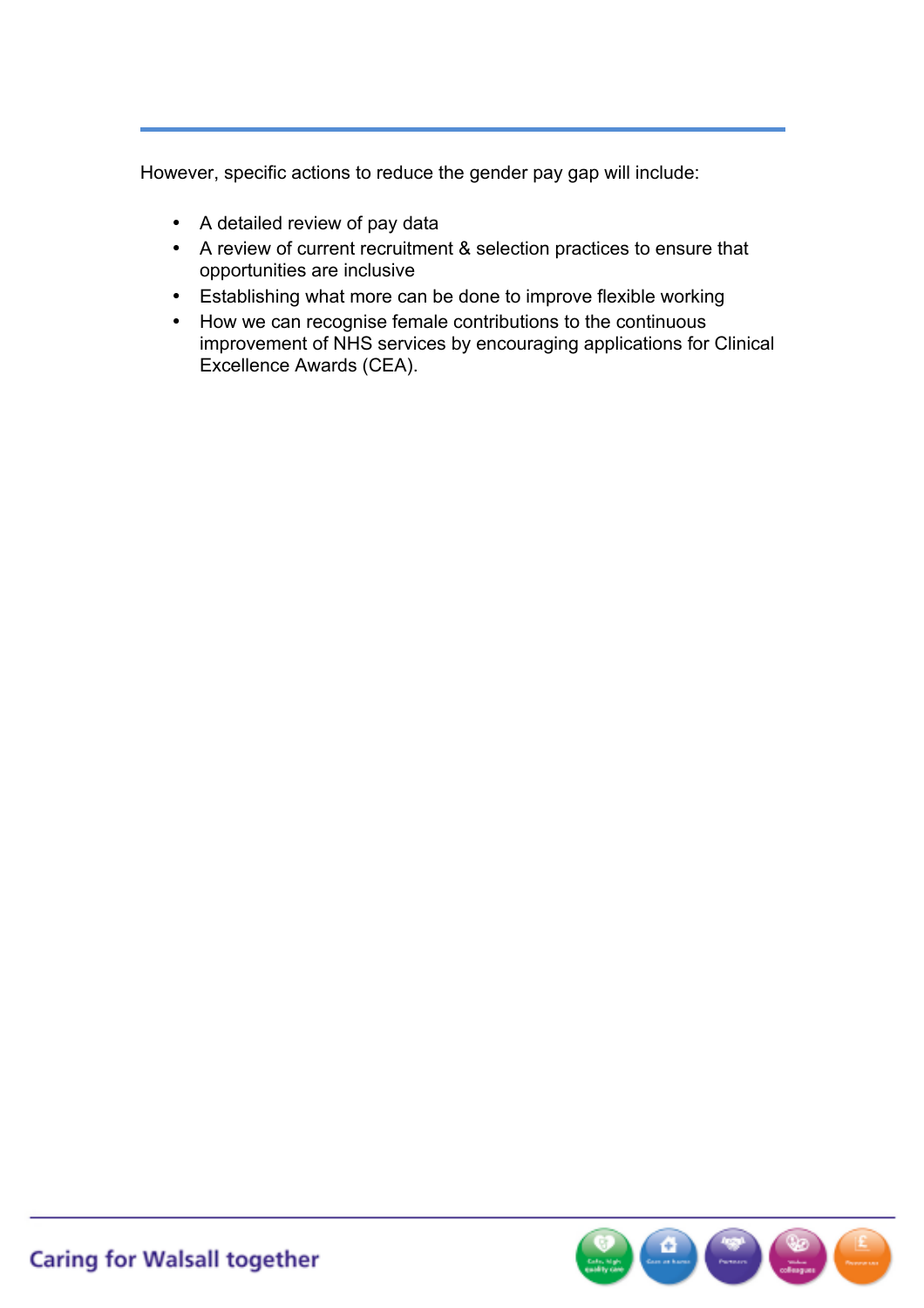However, specific actions to reduce the gender pay gap will include:

- A detailed review of pay data
- A review of current recruitment & selection practices to ensure that opportunities are inclusive
- Establishing what more can be done to improve flexible working
- How we can recognise female contributions to the continuous improvement of NHS services by encouraging applications for Clinical Excellence Awards (CEA).